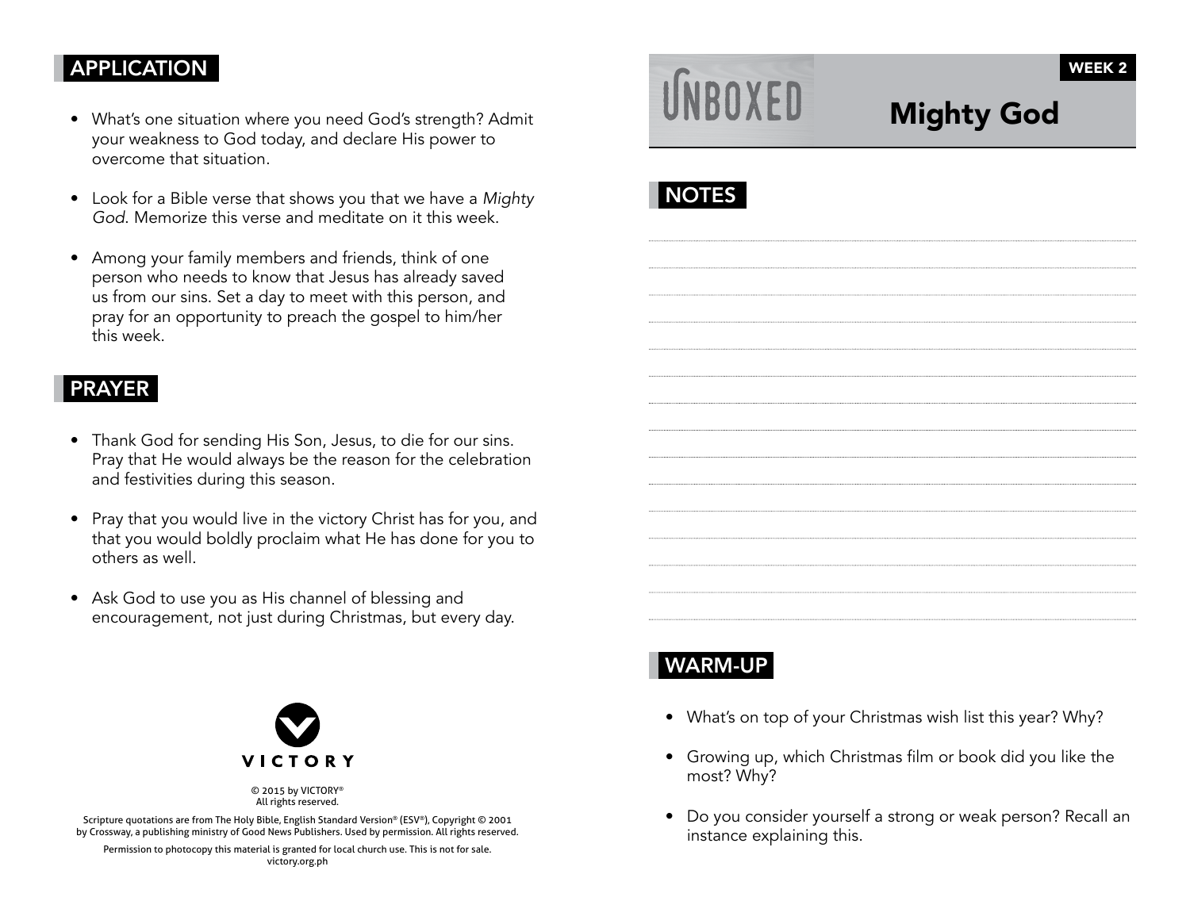## APPLICATION

- What's one situation where you need God's strength? Admit your weakness to God today, and declare His power to overcome that situation.
- Look for a Bible verse that shows you that we have a *Mighty God*. Memorize this verse and meditate on it this week.
- Among your family members and friends, think of one person who needs to know that Jesus has already saved us from our sins. Set a day to meet with this person, and pray for an opportunity to preach the gospel to him/her this week.

## PRAYER

- Thank God for sending His Son, Jesus, to die for our sins. Pray that He would always be the reason for the celebration and festivities during this season.
- Pray that you would live in the victory Christ has for you, and that you would boldly proclaim what He has done for you to others as well.
- Ask God to use you as His channel of blessing and encouragement, not just during Christmas, but every day.

VICTORY

© 2015 by VICTORY®
All rights reserved.

Scripture quotations are from The Holy Bible, English Standard Version® (ESV®), Copyright © 2001 by Crossway, a publishing ministry of Good News Publishers. Used by permission. All rights reserved.

Permission to photocopy this material is granted for local church use. This is not for sale.
victory.org.ph

UNBOXED

WEEK 2

# Mighty God

## NOTES

## WARM-UP

- What's on top of your Christmas wish list this year? Why?
- Growing up, which Christmas film or book did you like the most? Why?
- Do you consider yourself a strong or weak person? Recall an instance explaining this.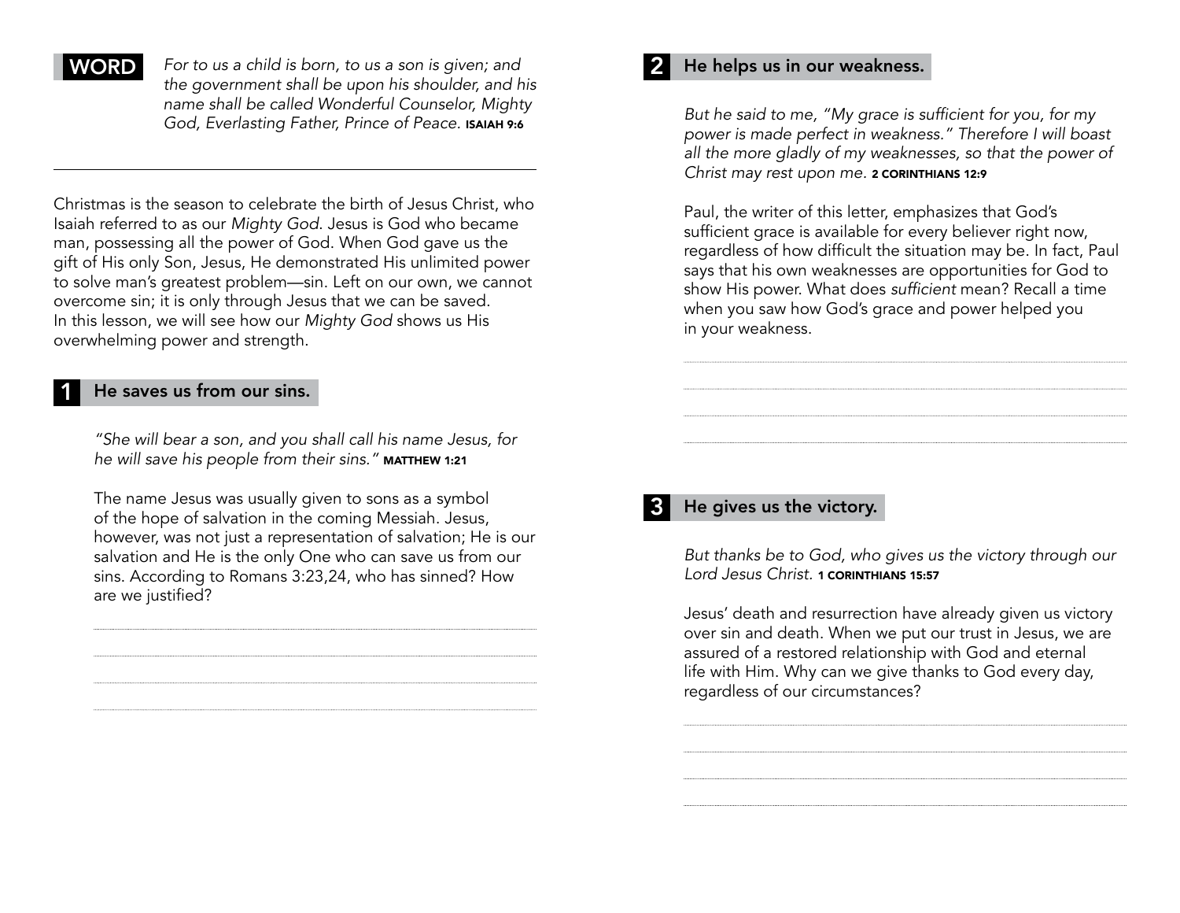**WORD** *For to us a child is born, to us a son is given; and the government shall be upon his shoulder, and his name shall be called Wonderful Counselor, Mighty God, Everlasting Father, Prince of Peace.* ISAIAH 9:6

---

Christmas is the season to celebrate the birth of Jesus Christ, who Isaiah referred to as our *Mighty God*. Jesus is God who became man, possessing all the power of God. When God gave us the gift of His only Son, Jesus, He demonstrated His unlimited power to solve man's greatest problem—sin. Left on our own, we cannot overcome sin; it is only through Jesus that we can be saved. In this lesson, we will see how our *Mighty God* shows us His overwhelming power and strength.

## 1 He saves us from our sins.

*"She will bear a son, and you shall call his name Jesus, for he will save his people from their sins."* MATTHEW 1:21

The name Jesus was usually given to sons as a symbol of the hope of salvation in the coming Messiah. Jesus, however, was not just a representation of salvation; He is our salvation and He is the only One who can save us from our sins. According to Romans 3:23,24, who has sinned? How are we justified?

## 2 He helps us in our weakness.

*But he said to me, "My grace is sufficient for you, for my power is made perfect in weakness." Therefore I will boast all the more gladly of my weaknesses, so that the power of Christ may rest upon me.* 2 CORINTHIANS 12:9

Paul, the writer of this letter, emphasizes that God's sufficient grace is available for every believer right now, regardless of how difficult the situation may be. In fact, Paul says that his own weaknesses are opportunities for God to show His power. What does *sufficient* mean? Recall a time when you saw how God's grace and power helped you in your weakness.

## 3 He gives us the victory.

*But thanks be to God, who gives us the victory through our Lord Jesus Christ.* 1 CORINTHIANS 15:57

Jesus' death and resurrection have already given us victory over sin and death. When we put our trust in Jesus, we are assured of a restored relationship with God and eternal life with Him. Why can we give thanks to God every day, regardless of our circumstances?